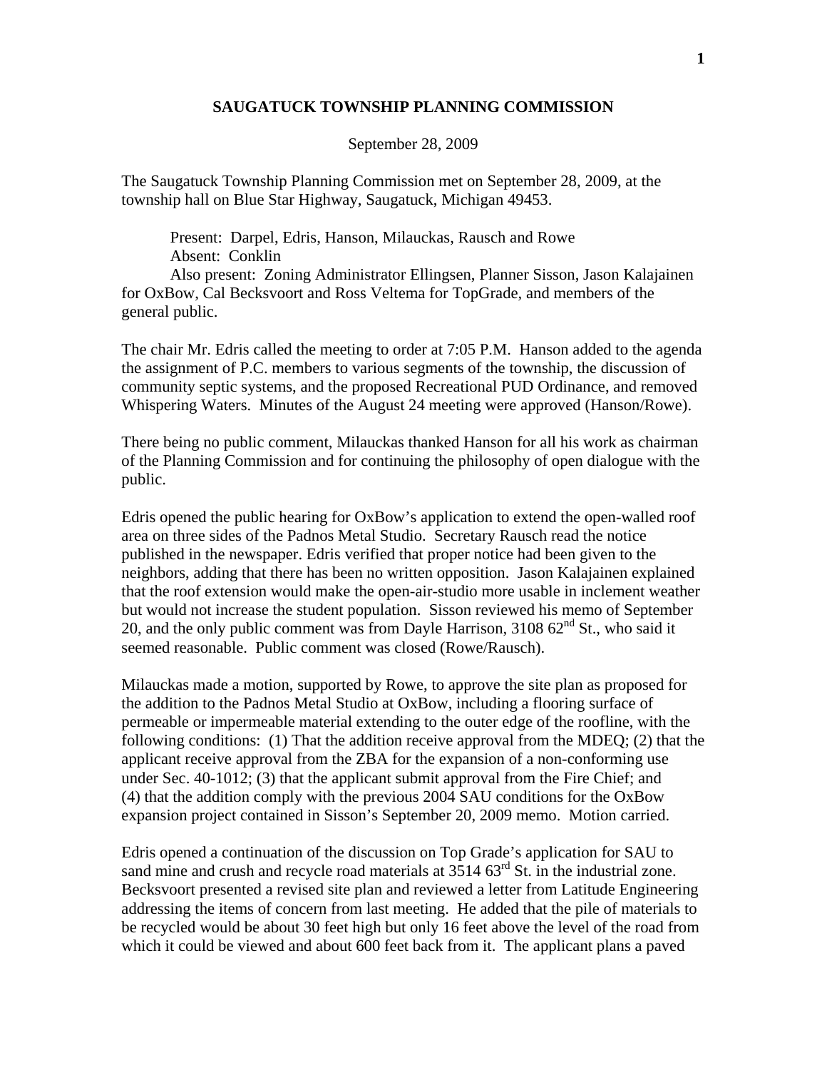# SAUGATUCK TOWNSHIP PLANNING COMMISSION

September 28, 2009

The Saugatuck Township Planning Commission met on September 28, 2009, at the township hall on Blue Star Highway, Saugatuck, Michigan 49453.

Present: Darpel, Edris, Hanson, Milauckas, Rausch and Rowe
Absent: Conklin
Also present: Zoning Administrator Ellingsen, Planner Sisson, Jason Kalajainen for OxBow, Cal Becksvoort and Ross Veltema for TopGrade, and members of the general public.

The chair Mr. Edris called the meeting to order at 7:05 P.M. Hanson added to the agenda the assignment of P.C. members to various segments of the township, the discussion of community septic systems, and the proposed Recreational PUD Ordinance, and removed Whispering Waters. Minutes of the August 24 meeting were approved (Hanson/Rowe).

There being no public comment, Milauckas thanked Hanson for all his work as chairman of the Planning Commission and for continuing the philosophy of open dialogue with the public.

Edris opened the public hearing for OxBow's application to extend the open-walled roof area on three sides of the Padnos Metal Studio. Secretary Rausch read the notice published in the newspaper. Edris verified that proper notice had been given to the neighbors, adding that there has been no written opposition. Jason Kalajainen explained that the roof extension would make the open-air-studio more usable in inclement weather but would not increase the student population. Sisson reviewed his memo of September 20, and the only public comment was from Dayle Harrison, 3108 62nd St., who said it seemed reasonable. Public comment was closed (Rowe/Rausch).

Milauckas made a motion, supported by Rowe, to approve the site plan as proposed for the addition to the Padnos Metal Studio at OxBow, including a flooring surface of permeable or impermeable material extending to the outer edge of the roofline, with the following conditions: (1) That the addition receive approval from the MDEQ; (2) that the applicant receive approval from the ZBA for the expansion of a non-conforming use under Sec. 40-1012; (3) that the applicant submit approval from the Fire Chief; and (4) that the addition comply with the previous 2004 SAU conditions for the OxBow expansion project contained in Sisson's September 20, 2009 memo. Motion carried.

Edris opened a continuation of the discussion on Top Grade's application for SAU to sand mine and crush and recycle road materials at 3514 63rd St. in the industrial zone. Becksvoort presented a revised site plan and reviewed a letter from Latitude Engineering addressing the items of concern from last meeting. He added that the pile of materials to be recycled would be about 30 feet high but only 16 feet above the level of the road from which it could be viewed and about 600 feet back from it. The applicant plans a paved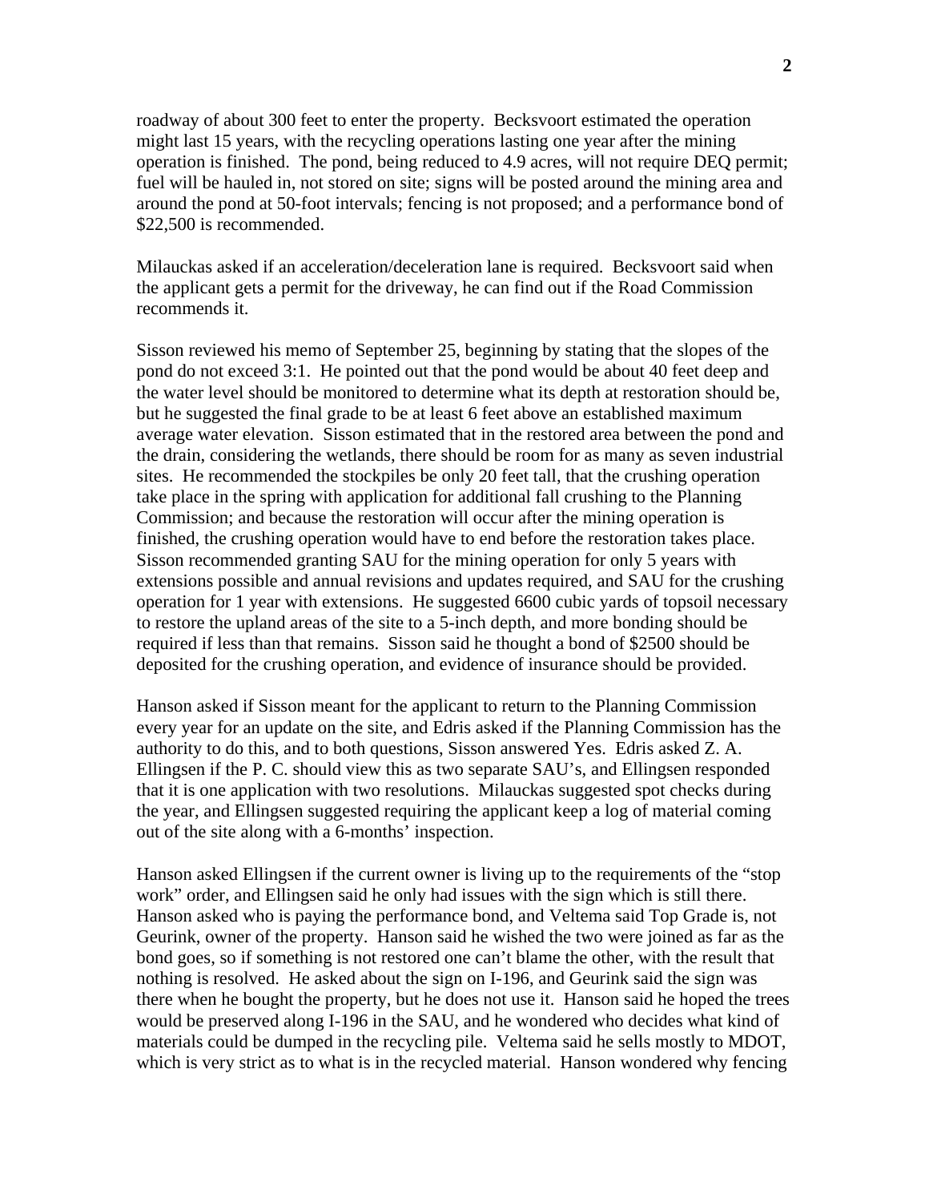roadway of about 300 feet to enter the property. Becksvoort estimated the operation might last 15 years, with the recycling operations lasting one year after the mining operation is finished. The pond, being reduced to 4.9 acres, will not require DEQ permit; fuel will be hauled in, not stored on site; signs will be posted around the mining area and around the pond at 50-foot intervals; fencing is not proposed; and a performance bond of $22,500 is recommended.

Milauckas asked if an acceleration/deceleration lane is required. Becksvoort said when the applicant gets a permit for the driveway, he can find out if the Road Commission recommends it.

Sisson reviewed his memo of September 25, beginning by stating that the slopes of the pond do not exceed 3:1. He pointed out that the pond would be about 40 feet deep and the water level should be monitored to determine what its depth at restoration should be, but he suggested the final grade to be at least 6 feet above an established maximum average water elevation. Sisson estimated that in the restored area between the pond and the drain, considering the wetlands, there should be room for as many as seven industrial sites. He recommended the stockpiles be only 20 feet tall, that the crushing operation take place in the spring with application for additional fall crushing to the Planning Commission; and because the restoration will occur after the mining operation is finished, the crushing operation would have to end before the restoration takes place. Sisson recommended granting SAU for the mining operation for only 5 years with extensions possible and annual revisions and updates required, and SAU for the crushing operation for 1 year with extensions. He suggested 6600 cubic yards of topsoil necessary to restore the upland areas of the site to a 5-inch depth, and more bonding should be required if less than that remains. Sisson said he thought a bond of $2500 should be deposited for the crushing operation, and evidence of insurance should be provided.

Hanson asked if Sisson meant for the applicant to return to the Planning Commission every year for an update on the site, and Edris asked if the Planning Commission has the authority to do this, and to both questions, Sisson answered Yes. Edris asked Z. A. Ellingsen if the P. C. should view this as two separate SAU's, and Ellingsen responded that it is one application with two resolutions. Milauckas suggested spot checks during the year, and Ellingsen suggested requiring the applicant keep a log of material coming out of the site along with a 6-months' inspection.

Hanson asked Ellingsen if the current owner is living up to the requirements of the "stop work" order, and Ellingsen said he only had issues with the sign which is still there. Hanson asked who is paying the performance bond, and Veltema said Top Grade is, not Geurink, owner of the property. Hanson said he wished the two were joined as far as the bond goes, so if something is not restored one can't blame the other, with the result that nothing is resolved. He asked about the sign on I-196, and Geurink said the sign was there when he bought the property, but he does not use it. Hanson said he hoped the trees would be preserved along I-196 in the SAU, and he wondered who decides what kind of materials could be dumped in the recycling pile. Veltema said he sells mostly to MDOT, which is very strict as to what is in the recycled material. Hanson wondered why fencing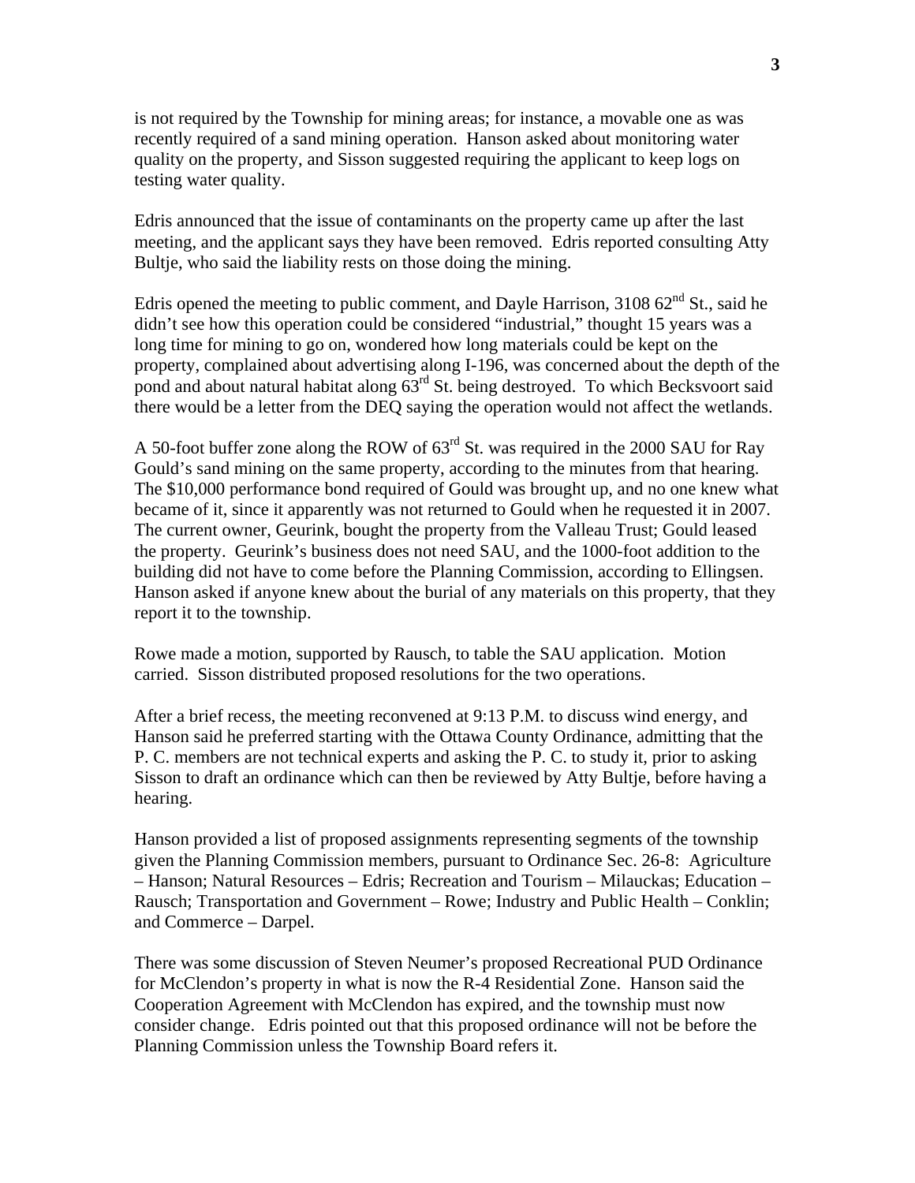is not required by the Township for mining areas; for instance, a movable one as was recently required of a sand mining operation. Hanson asked about monitoring water quality on the property, and Sisson suggested requiring the applicant to keep logs on testing water quality.

Edris announced that the issue of contaminants on the property came up after the last meeting, and the applicant says they have been removed. Edris reported consulting Atty Bultje, who said the liability rests on those doing the mining.

Edris opened the meeting to public comment, and Dayle Harrison, 3108 62nd St., said he didn't see how this operation could be considered "industrial," thought 15 years was a long time for mining to go on, wondered how long materials could be kept on the property, complained about advertising along I-196, was concerned about the depth of the pond and about natural habitat along 63rd St. being destroyed. To which Becksvoort said there would be a letter from the DEQ saying the operation would not affect the wetlands.

A 50-foot buffer zone along the ROW of 63rd St. was required in the 2000 SAU for Ray Gould's sand mining on the same property, according to the minutes from that hearing. The $10,000 performance bond required of Gould was brought up, and no one knew what became of it, since it apparently was not returned to Gould when he requested it in 2007. The current owner, Geurink, bought the property from the Valleau Trust; Gould leased the property. Geurink's business does not need SAU, and the 1000-foot addition to the building did not have to come before the Planning Commission, according to Ellingsen. Hanson asked if anyone knew about the burial of any materials on this property, that they report it to the township.

Rowe made a motion, supported by Rausch, to table the SAU application. Motion carried. Sisson distributed proposed resolutions for the two operations.

After a brief recess, the meeting reconvened at 9:13 P.M. to discuss wind energy, and Hanson said he preferred starting with the Ottawa County Ordinance, admitting that the P. C. members are not technical experts and asking the P. C. to study it, prior to asking Sisson to draft an ordinance which can then be reviewed by Atty Bultje, before having a hearing.

Hanson provided a list of proposed assignments representing segments of the township given the Planning Commission members, pursuant to Ordinance Sec. 26-8: Agriculture – Hanson; Natural Resources – Edris; Recreation and Tourism – Milauckas; Education – Rausch; Transportation and Government – Rowe; Industry and Public Health – Conklin; and Commerce – Darpel.

There was some discussion of Steven Neumer's proposed Recreational PUD Ordinance for McClendon's property in what is now the R-4 Residential Zone. Hanson said the Cooperation Agreement with McClendon has expired, and the township must now consider change. Edris pointed out that this proposed ordinance will not be before the Planning Commission unless the Township Board refers it.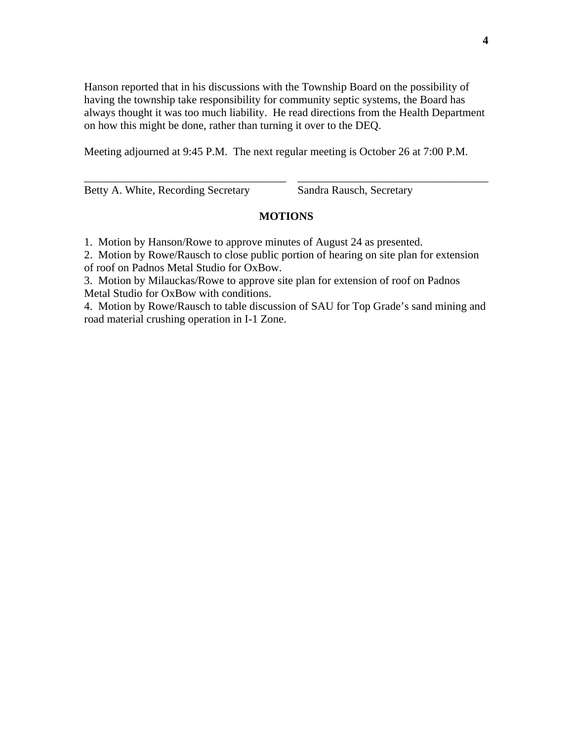Hanson reported that in his discussions with the Township Board on the possibility of having the township take responsibility for community septic systems, the Board has always thought it was too much liability. He read directions from the Health Department on how this might be done, rather than turning it over to the DEQ.

Meeting adjourned at 9:45 P.M. The next regular meeting is October 26 at 7:00 P.M.

_____________________________________ ___________________________________
Betty A. White, Recording Secretary Sandra Rausch, Secretary

**MOTIONS**

1. Motion by Hanson/Rowe to approve minutes of August 24 as presented.
2. Motion by Rowe/Rausch to close public portion of hearing on site plan for extension of roof on Padnos Metal Studio for OxBow.
3. Motion by Milauckas/Rowe to approve site plan for extension of roof on Padnos Metal Studio for OxBow with conditions.
4. Motion by Rowe/Rausch to table discussion of SAU for Top Grade's sand mining and road material crushing operation in I-1 Zone.